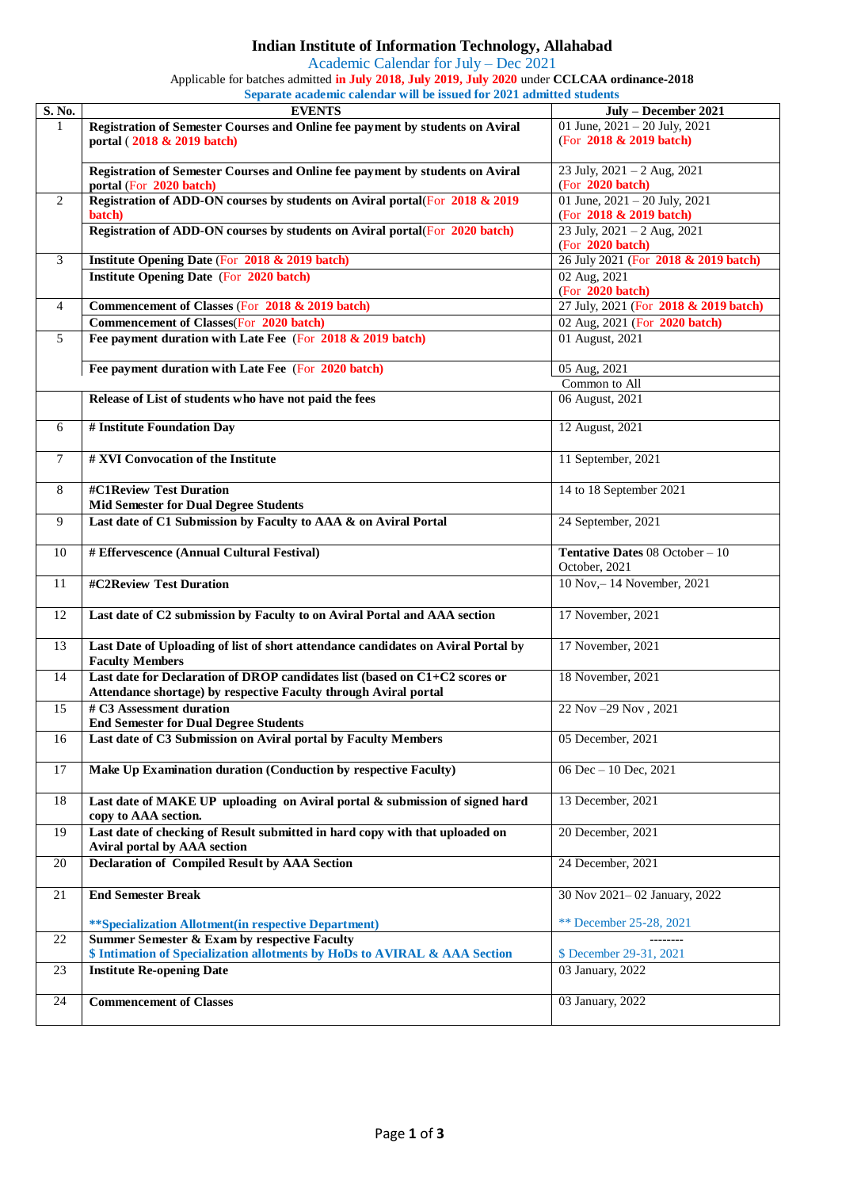# Indian Institute of Information Technology, Allahabad

Academic Calendar for July – Dec 2021

Applicable for batches admitted **in July 2018, July 2019, July 2020** under **CCLCAA ordinance-2018**

**Separate academic calendar will be issued for 2021 admitted students**

| S. No. | EVENTS | July – December 2021 |
|---|---|---|
| 1 | **Registration of Semester Courses and Online fee payment by students on Aviral portal ( 2018 & 2019 batch)** | 01 June, 2021 – 20 July, 2021 (For **2018 & 2019 batch)** |
| | **Registration of Semester Courses and Online fee payment by students on Aviral portal** (For **2020 batch)** | 23 July, 2021 – 2 Aug, 2021 (For **2020 batch)** |
| 2 | **Registration of ADD-ON courses by students on Aviral portal**(For **2018 & 2019 batch)** | 01 June, 2021 – 20 July, 2021 (For **2018 & 2019 batch)** |
| | **Registration of ADD-ON courses by students on Aviral portal**(For **2020 batch)** | 23 July, 2021 – 2 Aug, 2021 (For **2020 batch)** |
| 3 | **Institute Opening Date** (For **2018 & 2019 batch)** | 26 July 2021 (For **2018 & 2019 batch)** |
| | **Institute Opening Date** (For **2020 batch)** | 02 Aug, 2021 (For **2020 batch)** |
| 4 | **Commencement of Classes** (For **2018 & 2019 batch)** | 27 July, 2021 (For **2018 & 2019 batch)** |
| | **Commencement of Classes**(For **2020 batch)** | 02 Aug, 2021 (For **2020 batch)** |
| 5 | **Fee payment duration with Late Fee** (For **2018 & 2019 batch)** | 01 August, 2021 |
| | **Fee payment duration with Late Fee** (For **2020 batch)** | 05 Aug, 2021 |
| | | Common to All |
| | **Release of List of students who have not paid the fees** | 06 August, 2021 |
| 6 | **# Institute Foundation Day** | 12 August, 2021 |
| 7 | **# XVI Convocation of the Institute** | 11 September, 2021 |
| 8 | **#C1Review Test Duration**<br>**Mid Semester for Dual Degree Students** | 14 to 18 September 2021 |
| 9 | **Last date of C1 Submission by Faculty to AAA & on Aviral Portal** | 24 September, 2021 |
| 10 | **# Effervescence (Annual Cultural Festival)** | **Tentative Dates** 08 October – 10 October, 2021 |
| 11 | **#C2Review Test Duration** | 10 Nov,– 14 November, 2021 |
| 12 | **Last date of C2 submission by Faculty to on Aviral Portal and AAA section** | 17 November, 2021 |
| 13 | **Last Date of Uploading of list of short attendance candidates on Aviral Portal by Faculty Members** | 17 November, 2021 |
| 14 | **Last date for Declaration of DROP candidates list (based on C1+C2 scores or Attendance shortage) by respective Faculty through Aviral portal** | 18 November, 2021 |
| 15 | **# C3 Assessment duration**<br>**End Semester for Dual Degree Students** | 22 Nov –29 Nov , 2021 |
| 16 | **Last date of C3 Submission on Aviral portal by Faculty Members** | 05 December, 2021 |
| 17 | **Make Up Examination duration (Conduction by respective Faculty)** | 06 Dec – 10 Dec, 2021 |
| 18 | **Last date of MAKE UP uploading on Aviral portal & submission of signed hard copy to AAA section.** | 13 December, 2021 |
| 19 | **Last date of checking of Result submitted in hard copy with that uploaded on Aviral portal by AAA section** | 20 December, 2021 |
| 20 | **Declaration of Compiled Result by AAA Section** | 24 December, 2021 |
| 21 | **End Semester Break**<br><br>**\*\*Specialization Allotment(in respective Department)** | 30 Nov 2021– 02 January, 2022<br><br>** December 25-28, 2021 |
| 22 | **Summer Semester & Exam by respective Faculty**<br>**$ Intimation of Specialization allotments by HoDs to AVIRAL & AAA Section** | --------<br>$ December 29-31, 2021 |
| 23 | **Institute Re-opening Date** | 03 January, 2022 |
| 24 | **Commencement of Classes** | 03 January, 2022 |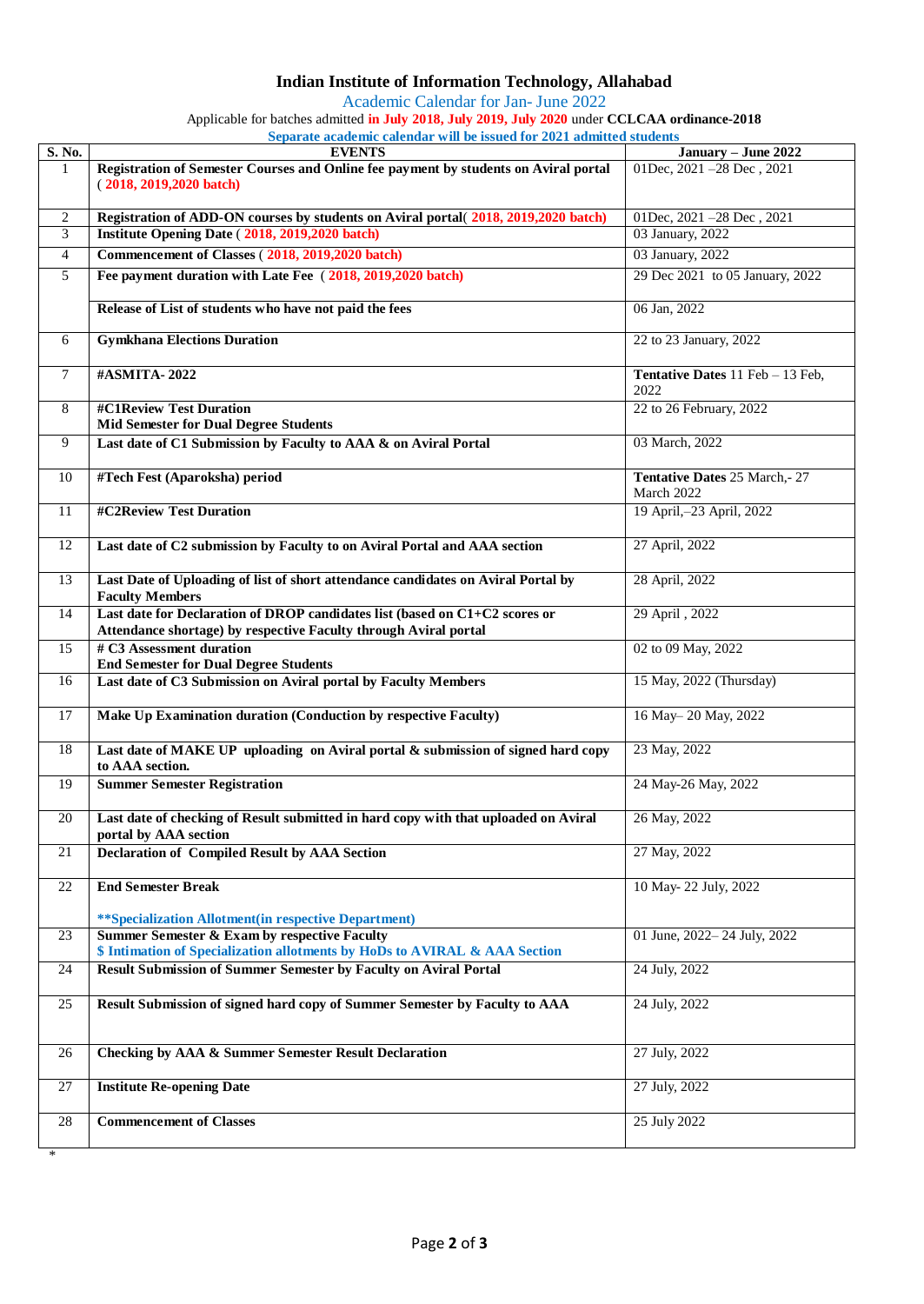# Indian Institute of Information Technology, Allahabad

Academic Calendar for Jan- June 2022

Applicable for batches admitted **in July 2018, July 2019, July 2020** under **CCLCAA ordinance-2018**

**Separate academic calendar will be issued for 2021 admitted students**

| S. No. | EVENTS | January – June 2022 |
|---|---|---|
| 1 | **Registration of Semester Courses and Online fee payment by students on Aviral portal ( 2018, 2019,2020 batch)** | 01Dec, 2021 –28 Dec , 2021 |
| 2 | **Registration of ADD-ON courses by students on Aviral portal( 2018, 2019,2020 batch)** | 01Dec, 2021 –28 Dec , 2021 |
| 3 | **Institute Opening Date ( 2018, 2019,2020 batch)** | 03 January, 2022 |
| 4 | **Commencement of Classes ( 2018, 2019,2020 batch)** | 03 January, 2022 |
| 5 | **Fee payment duration with Late Fee ( 2018, 2019,2020 batch)** | 29 Dec 2021 to 05 January, 2022 |
| | **Release of List of students who have not paid the fees** | 06 Jan, 2022 |
| 6 | **Gymkhana Elections Duration** | 22 to 23 January, 2022 |
| 7 | **#ASMITA- 2022** | **Tentative Dates** 11 Feb – 13 Feb, 2022 |
| 8 | **#C1Review Test Duration**<br>**Mid Semester for Dual Degree Students** | 22 to 26 February, 2022 |
| 9 | **Last date of C1 Submission by Faculty to AAA & on Aviral Portal** | 03 March, 2022 |
| 10 | **#Tech Fest (Aparoksha) period** | **Tentative Dates** 25 March,- 27 March 2022 |
| 11 | **#C2Review Test Duration** | 19 April,–23 April, 2022 |
| 12 | **Last date of C2 submission by Faculty to on Aviral Portal and AAA section** | 27 April, 2022 |
| 13 | **Last Date of Uploading of list of short attendance candidates on Aviral Portal by Faculty Members** | 28 April, 2022 |
| 14 | **Last date for Declaration of DROP candidates list (based on C1+C2 scores or Attendance shortage) by respective Faculty through Aviral portal** | 29 April , 2022 |
| 15 | **# C3 Assessment duration**<br>**End Semester for Dual Degree Students** | 02 to 09 May, 2022 |
| 16 | **Last date of C3 Submission on Aviral portal by Faculty Members** | 15 May, 2022 (Thursday) |
| 17 | **Make Up Examination duration (Conduction by respective Faculty)** | 16 May– 20 May, 2022 |
| 18 | **Last date of MAKE UP uploading on Aviral portal & submission of signed hard copy to AAA section.** | 23 May, 2022 |
| 19 | **Summer Semester Registration** | 24 May-26 May, 2022 |
| 20 | **Last date of checking of Result submitted in hard copy with that uploaded on Aviral portal by AAA section** | 26 May, 2022 |
| 21 | **Declaration of Compiled Result by AAA Section** | 27 May, 2022 |
| 22 | **End Semester Break**<br><br>**\*\*Specialization Allotment(in respective Department)** | 10 May- 22 July, 2022 |
| 23 | **Summer Semester & Exam by respective Faculty**<br>**$ Intimation of Specialization allotments by HoDs to AVIRAL & AAA Section** | 01 June, 2022– 24 July, 2022 |
| 24 | **Result Submission of Summer Semester by Faculty on Aviral Portal** | 24 July, 2022 |
| 25 | **Result Submission of signed hard copy of Summer Semester by Faculty to AAA** | 24 July, 2022 |
| 26 | **Checking by AAA & Summer Semester Result Declaration** | 27 July, 2022 |
| 27 | **Institute Re-opening Date** | 27 July, 2022 |
| 28 | **Commencement of Classes** | 25 July 2022 |

*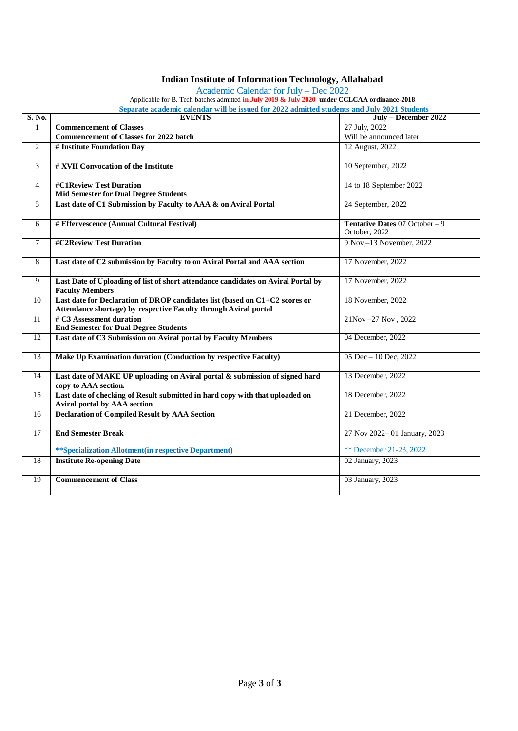# Indian Institute of Information Technology, Allahabad

## Academic Calendar for July – Dec 2022

Applicable for B. Tech batches admitted **in July 2019 & July 2020** **under CCLCAA ordinance-2018**

**Separate academic calendar will be issued for 2022 admitted students and July 2021 Students**

| S. No. | EVENTS | July – December 2022 |
|---|---|---|
| 1 | **Commencement of Classes** | 27 July, 2022 |
| | **Commencement of Classes for 2022 batch** | Will be announced later |
| 2 | **# Institute Foundation Day** | 12 August, 2022 |
| 3 | **# XVII Convocation of the Institute** | 10 September, 2022 |
| 4 | **#C1Review Test Duration**<br>**Mid Semester for Dual Degree Students** | 14 to 18 September 2022 |
| 5 | **Last date of C1 Submission by Faculty to AAA & on Aviral Portal** | 24 September, 2022 |
| 6 | **# Effervescence (Annual Cultural Festival)** | **Tentative Dates** 07 October – 9 October, 2022 |
| 7 | **#C2Review Test Duration** | 9 Nov,–13 November, 2022 |
| 8 | **Last date of C2 submission by Faculty to on Aviral Portal and AAA section** | 17 November, 2022 |
| 9 | **Last Date of Uploading of list of short attendance candidates on Aviral Portal by Faculty Members** | 17 November, 2022 |
| 10 | **Last date for Declaration of DROP candidates list (based on C1+C2 scores or Attendance shortage) by respective Faculty through Aviral portal** | 18 November, 2022 |
| 11 | **# C3 Assessment duration**<br>**End Semester for Dual Degree Students** | 21Nov –27 Nov , 2022 |
| 12 | **Last date of C3 Submission on Aviral portal by Faculty Members** | 04 December, 2022 |
| 13 | **Make Up Examination duration (Conduction by respective Faculty)** | 05 Dec – 10 Dec, 2022 |
| 14 | **Last date of MAKE UP uploading on Aviral portal & submission of signed hard copy to AAA section.** | 13 December, 2022 |
| 15 | **Last date of checking of Result submitted in hard copy with that uploaded on Aviral portal by AAA section** | 18 December, 2022 |
| 16 | **Declaration of Compiled Result by AAA Section** | 21 December, 2022 |
| 17 | **End Semester Break**<br><br>**\*\*Specialization Allotment(in respective Department)** | 27 Nov 2022– 01 January, 2023<br><br>** December 21-23, 2022 |
| 18 | **Institute Re-opening Date** | 02 January, 2023 |
| 19 | **Commencement of Class** | 03 January, 2023 |